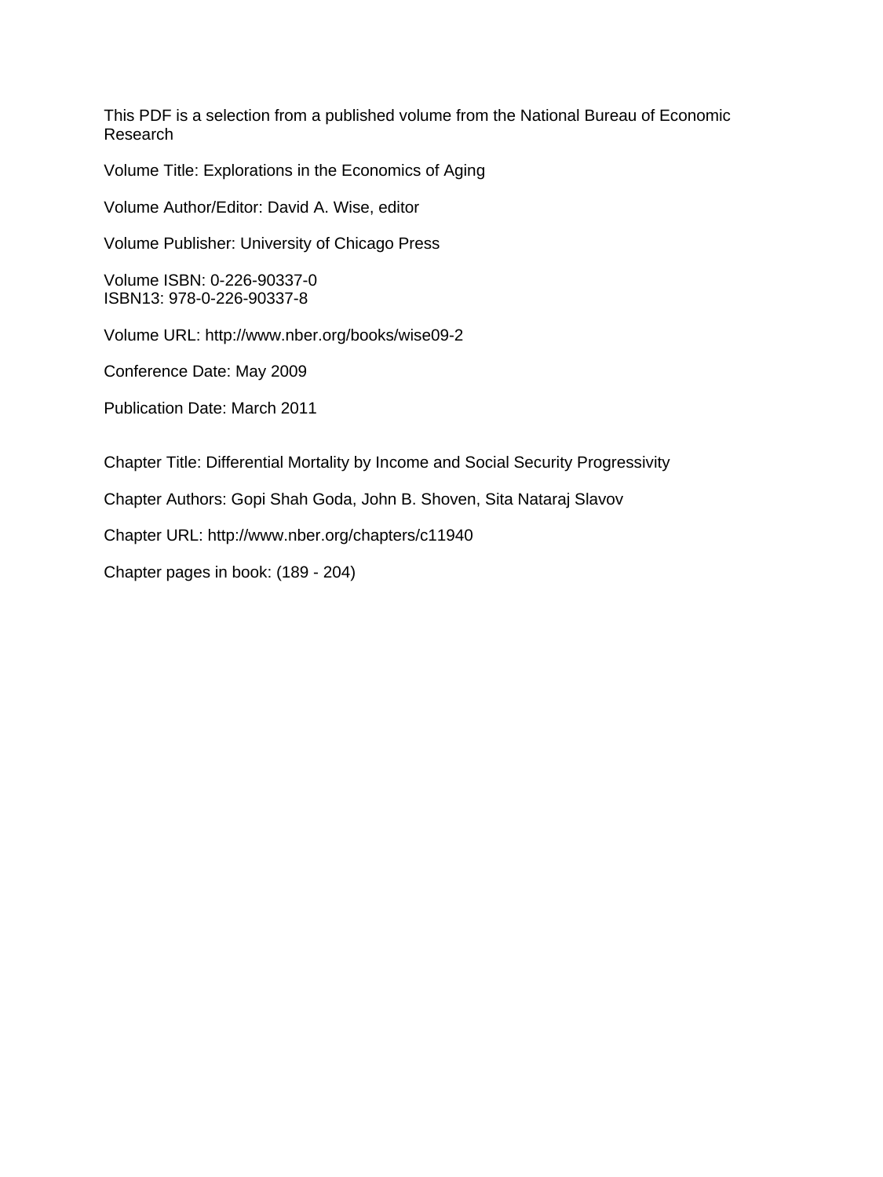This PDF is a selection from a published volume from the National Bureau of Economic Research

Volume Title: Explorations in the Economics of Aging

Volume Author/Editor: David A. Wise, editor

Volume Publisher: University of Chicago Press

Volume ISBN: 0-226-90337-0
ISBN13: 978-0-226-90337-8

Volume URL: http://www.nber.org/books/wise09-2

Conference Date: May 2009

Publication Date: March 2011

Chapter Title: Differential Mortality by Income and Social Security Progressivity

Chapter Authors: Gopi Shah Goda, John B. Shoven, Sita Nataraj Slavov

Chapter URL: http://www.nber.org/chapters/c11940

Chapter pages in book: (189 - 204)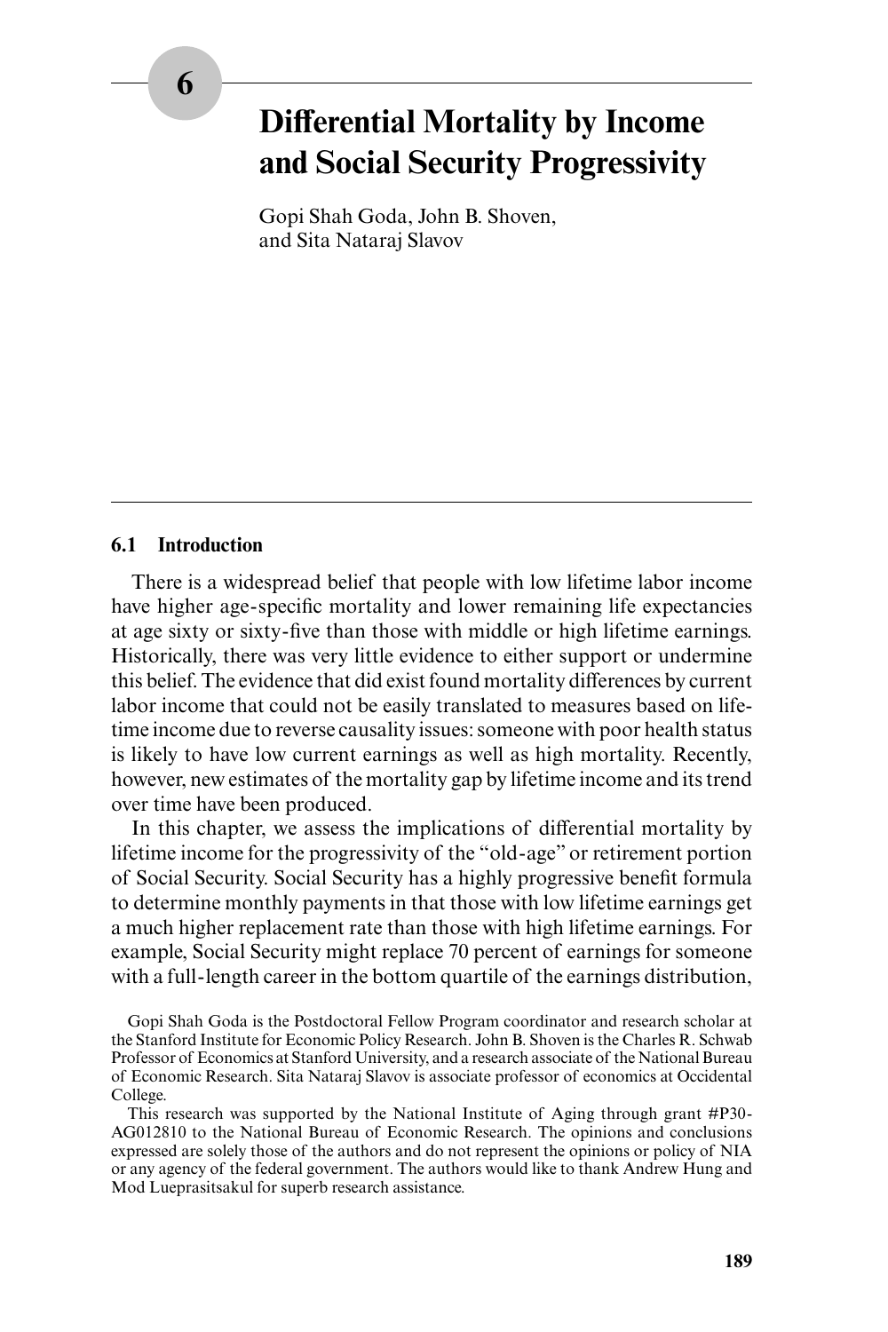# 6 Differential Mortality by Income and Social Security Progressivity

Gopi Shah Goda, John B. Shoven, and Sita Nataraj Slavov

## 6.1 Introduction

There is a widespread belief that people with low lifetime labor income have higher age-specific mortality and lower remaining life expectancies at age sixty or sixty-five than those with middle or high lifetime earnings. Historically, there was very little evidence to either support or undermine this belief. The evidence that did exist found mortality differences by current labor income that could not be easily translated to measures based on lifetime income due to reverse causality issues: someone with poor health status is likely to have low current earnings as well as high mortality. Recently, however, new estimates of the mortality gap by lifetime income and its trend over time have been produced.

In this chapter, we assess the implications of differential mortality by lifetime income for the progressivity of the "old-age" or retirement portion of Social Security. Social Security has a highly progressive benefit formula to determine monthly payments in that those with low lifetime earnings get a much higher replacement rate than those with high lifetime earnings. For example, Social Security might replace 70 percent of earnings for someone with a full-length career in the bottom quartile of the earnings distribution,

Gopi Shah Goda is the Postdoctoral Fellow Program coordinator and research scholar at the Stanford Institute for Economic Policy Research. John B. Shoven is the Charles R. Schwab Professor of Economics at Stanford University, and a research associate of the National Bureau of Economic Research. Sita Nataraj Slavov is associate professor of economics at Occidental College.

This research was supported by the National Institute of Aging through grant #P30-AG012810 to the National Bureau of Economic Research. The opinions and conclusions expressed are solely those of the authors and do not represent the opinions or policy of NIA or any agency of the federal government. The authors would like to thank Andrew Hung and Mod Lueprasitsakul for superb research assistance.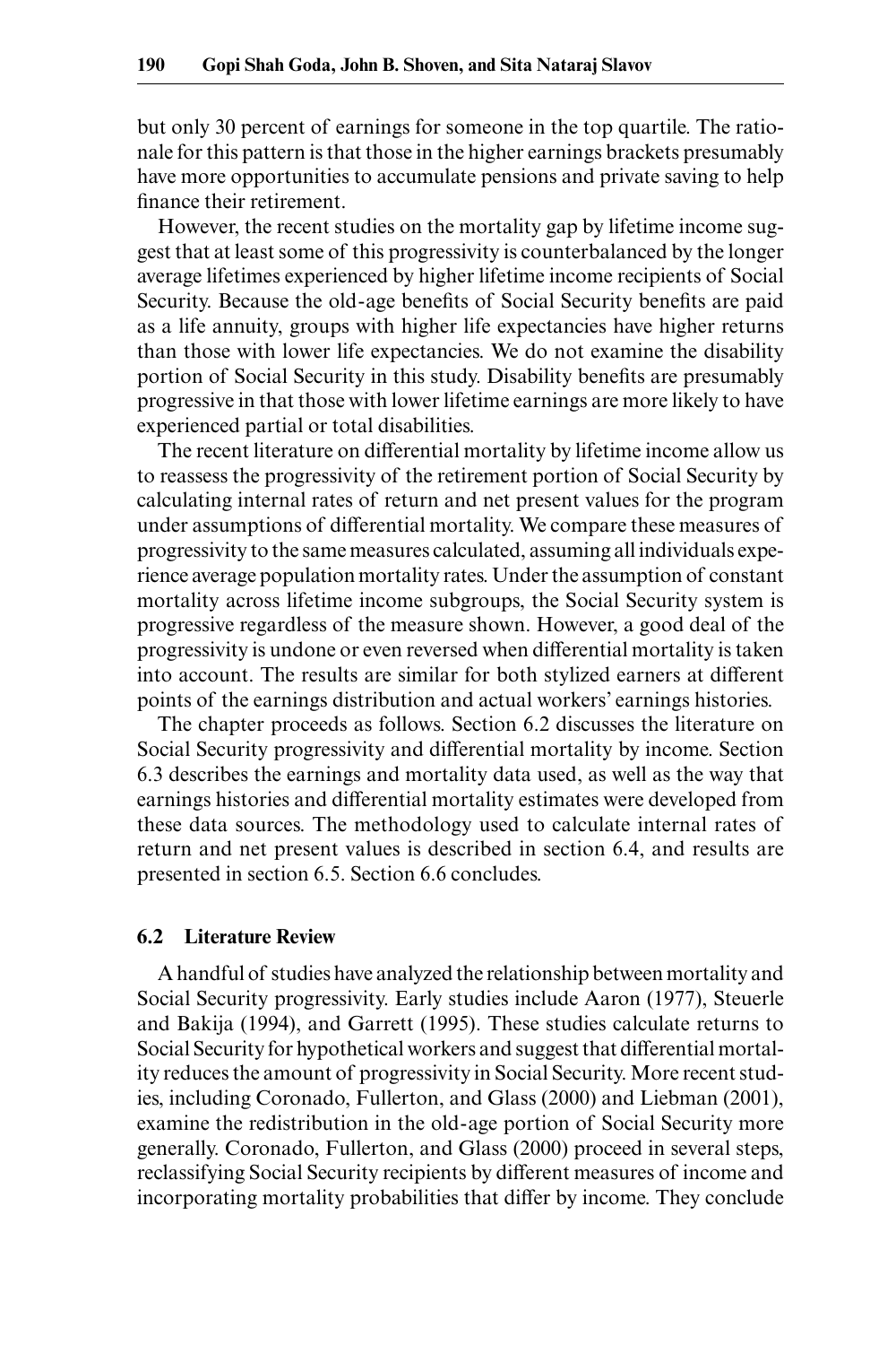but only 30 percent of earnings for someone in the top quartile. The rationale for this pattern is that those in the higher earnings brackets presumably have more opportunities to accumulate pensions and private saving to help finance their retirement.

However, the recent studies on the mortality gap by lifetime income suggest that at least some of this progressivity is counterbalanced by the longer average lifetimes experienced by higher lifetime income recipients of Social Security. Because the old-age benefits of Social Security benefits are paid as a life annuity, groups with higher life expectancies have higher returns than those with lower life expectancies. We do not examine the disability portion of Social Security in this study. Disability benefits are presumably progressive in that those with lower lifetime earnings are more likely to have experienced partial or total disabilities.

The recent literature on differential mortality by lifetime income allow us to reassess the progressivity of the retirement portion of Social Security by calculating internal rates of return and net present values for the program under assumptions of differential mortality. We compare these measures of progressivity to the same measures calculated, assuming all individuals experience average population mortality rates. Under the assumption of constant mortality across lifetime income subgroups, the Social Security system is progressive regardless of the measure shown. However, a good deal of the progressivity is undone or even reversed when differential mortality is taken into account. The results are similar for both stylized earners at different points of the earnings distribution and actual workers' earnings histories.

The chapter proceeds as follows. Section 6.2 discusses the literature on Social Security progressivity and differential mortality by income. Section 6.3 describes the earnings and mortality data used, as well as the way that earnings histories and differential mortality estimates were developed from these data sources. The methodology used to calculate internal rates of return and net present values is described in section 6.4, and results are presented in section 6.5. Section 6.6 concludes.

## 6.2 Literature Review

A handful of studies have analyzed the relationship between mortality and Social Security progressivity. Early studies include Aaron (1977), Steuerle and Bakija (1994), and Garrett (1995). These studies calculate returns to Social Security for hypothetical workers and suggest that differential mortality reduces the amount of progressivity in Social Security. More recent studies, including Coronado, Fullerton, and Glass (2000) and Liebman (2001), examine the redistribution in the old-age portion of Social Security more generally. Coronado, Fullerton, and Glass (2000) proceed in several steps, reclassifying Social Security recipients by different measures of income and incorporating mortality probabilities that differ by income. They conclude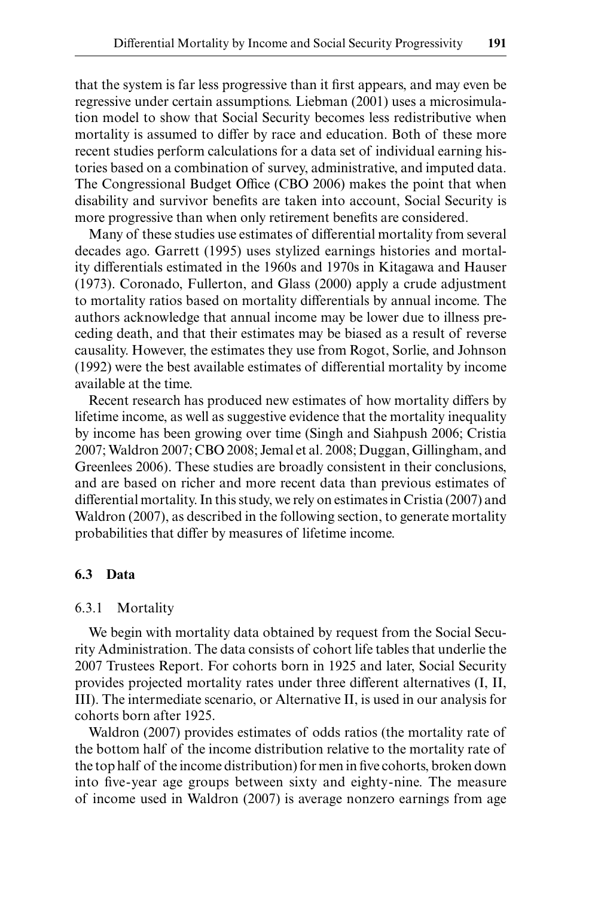that the system is far less progressive than it first appears, and may even be regressive under certain assumptions. Liebman (2001) uses a microsimulation model to show that Social Security becomes less redistributive when mortality is assumed to differ by race and education. Both of these more recent studies perform calculations for a data set of individual earning histories based on a combination of survey, administrative, and imputed data. The Congressional Budget Office (CBO 2006) makes the point that when disability and survivor benefits are taken into account, Social Security is more progressive than when only retirement benefits are considered.

Many of these studies use estimates of differential mortality from several decades ago. Garrett (1995) uses stylized earnings histories and mortality differentials estimated in the 1960s and 1970s in Kitagawa and Hauser (1973). Coronado, Fullerton, and Glass (2000) apply a crude adjustment to mortality ratios based on mortality differentials by annual income. The authors acknowledge that annual income may be lower due to illness preceding death, and that their estimates may be biased as a result of reverse causality. However, the estimates they use from Rogot, Sorlie, and Johnson (1992) were the best available estimates of differential mortality by income available at the time.

Recent research has produced new estimates of how mortality differs by lifetime income, as well as suggestive evidence that the mortality inequality by income has been growing over time (Singh and Siahpush 2006; Cristia 2007; Waldron 2007; CBO 2008; Jemal et al. 2008; Duggan, Gillingham, and Greenlees 2006). These studies are broadly consistent in their conclusions, and are based on richer and more recent data than previous estimates of differential mortality. In this study, we rely on estimates in Cristia (2007) and Waldron (2007), as described in the following section, to generate mortality probabilities that differ by measures of lifetime income.

## 6.3 Data

### 6.3.1 Mortality

We begin with mortality data obtained by request from the Social Security Administration. The data consists of cohort life tables that underlie the 2007 Trustees Report. For cohorts born in 1925 and later, Social Security provides projected mortality rates under three different alternatives (I, II, III). The intermediate scenario, or Alternative II, is used in our analysis for cohorts born after 1925.

Waldron (2007) provides estimates of odds ratios (the mortality rate of the bottom half of the income distribution relative to the mortality rate of the top half of the income distribution) for men in five cohorts, broken down into five-year age groups between sixty and eighty-nine. The measure of income used in Waldron (2007) is average nonzero earnings from age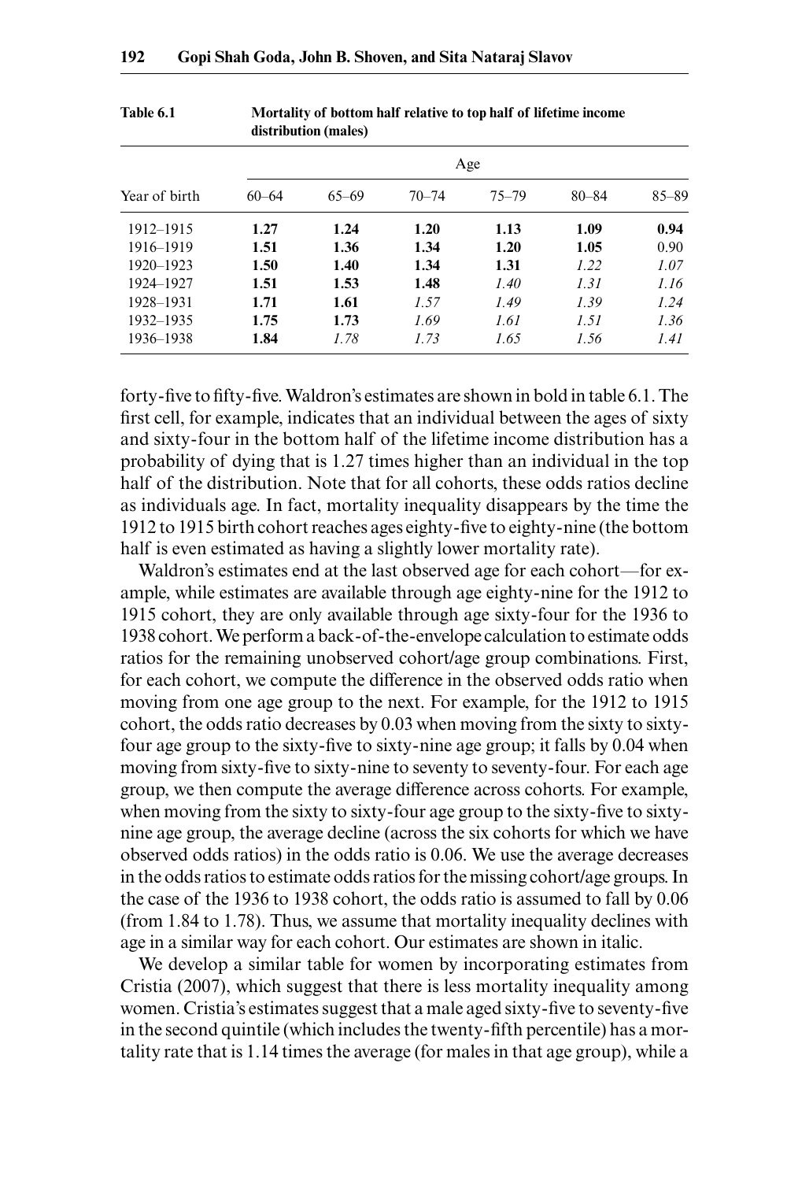Table 6.1 Mortality of bottom half relative to top half of lifetime income distribution (males)

| Year of birth | Age | | | | | |
|---|---|---|---|---|---|---|
| | 60–64 | 65–69 | 70–74 | 75–79 | 80–84 | 85–89 |
| 1912–1915 | **1.27** | **1.24** | **1.20** | **1.13** | **1.09** | **0.94** |
| 1916–1919 | **1.51** | **1.36** | **1.34** | **1.20** | **1.05** | 0.90 |
| 1920–1923 | **1.50** | **1.40** | **1.34** | **1.31** | *1.22* | *1.07* |
| 1924–1927 | **1.51** | **1.53** | **1.48** | *1.40* | *1.31* | *1.16* |
| 1928–1931 | **1.71** | **1.61** | *1.57* | *1.49* | *1.39* | *1.24* |
| 1932–1935 | **1.75** | **1.73** | *1.69* | *1.61* | *1.51* | *1.36* |
| 1936–1938 | **1.84** | *1.78* | *1.73* | *1.65* | *1.56* | *1.41* |

forty-five to fifty-five. Waldron's estimates are shown in bold in table 6.1. The first cell, for example, indicates that an individual between the ages of sixty and sixty-four in the bottom half of the lifetime income distribution has a probability of dying that is 1.27 times higher than an individual in the top half of the distribution. Note that for all cohorts, these odds ratios decline as individuals age. In fact, mortality inequality disappears by the time the 1912 to 1915 birth cohort reaches ages eighty-five to eighty-nine (the bottom half is even estimated as having a slightly lower mortality rate).

Waldron's estimates end at the last observed age for each cohort—for example, while estimates are available through age eighty-nine for the 1912 to 1915 cohort, they are only available through age sixty-four for the 1936 to 1938 cohort. We perform a back-of-the-envelope calculation to estimate odds ratios for the remaining unobserved cohort/age group combinations. First, for each cohort, we compute the difference in the observed odds ratio when moving from one age group to the next. For example, for the 1912 to 1915 cohort, the odds ratio decreases by 0.03 when moving from the sixty to sixty-four age group to the sixty-five to sixty-nine age group; it falls by 0.04 when moving from sixty-five to sixty-nine to seventy to seventy-four. For each age group, we then compute the average difference across cohorts. For example, when moving from the sixty to sixty-four age group to the sixty-five to sixty-nine age group, the average decline (across the six cohorts for which we have observed odds ratios) in the odds ratio is 0.06. We use the average decreases in the odds ratios to estimate odds ratios for the missing cohort/age groups. In the case of the 1936 to 1938 cohort, the odds ratio is assumed to fall by 0.06 (from 1.84 to 1.78). Thus, we assume that mortality inequality declines with age in a similar way for each cohort. Our estimates are shown in italic.

We develop a similar table for women by incorporating estimates from Cristia (2007), which suggest that there is less mortality inequality among women. Cristia's estimates suggest that a male aged sixty-five to seventy-five in the second quintile (which includes the twenty-fifth percentile) has a mortality rate that is 1.14 times the average (for males in that age group), while a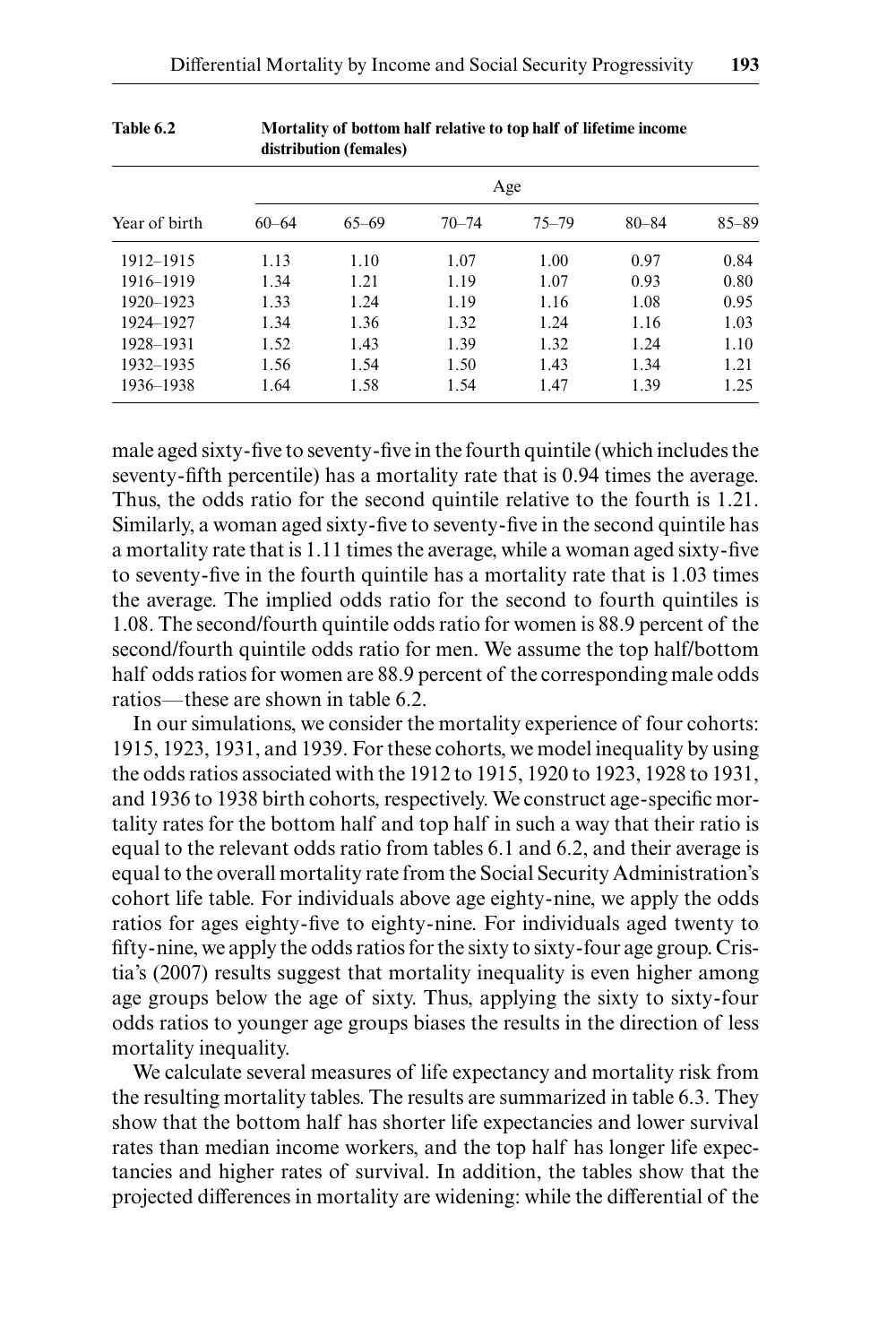**Table 6.2 Mortality of bottom half relative to top half of lifetime income distribution (females)**

| Year of birth | Age | | | | | |
|---|---|---|---|---|---|---|
| | 60–64 | 65–69 | 70–74 | 75–79 | 80–84 | 85–89 |
| 1912–1915 | 1.13 | 1.10 | 1.07 | 1.00 | 0.97 | 0.84 |
| 1916–1919 | 1.34 | 1.21 | 1.19 | 1.07 | 0.93 | 0.80 |
| 1920–1923 | 1.33 | 1.24 | 1.19 | 1.16 | 1.08 | 0.95 |
| 1924–1927 | 1.34 | 1.36 | 1.32 | 1.24 | 1.16 | 1.03 |
| 1928–1931 | 1.52 | 1.43 | 1.39 | 1.32 | 1.24 | 1.10 |
| 1932–1935 | 1.56 | 1.54 | 1.50 | 1.43 | 1.34 | 1.21 |
| 1936–1938 | 1.64 | 1.58 | 1.54 | 1.47 | 1.39 | 1.25 |

male aged sixty-five to seventy-five in the fourth quintile (which includes the seventy-fifth percentile) has a mortality rate that is 0.94 times the average. Thus, the odds ratio for the second quintile relative to the fourth is 1.21. Similarly, a woman aged sixty-five to seventy-five in the second quintile has a mortality rate that is 1.11 times the average, while a woman aged sixty-five to seventy-five in the fourth quintile has a mortality rate that is 1.03 times the average. The implied odds ratio for the second to fourth quintiles is 1.08. The second/fourth quintile odds ratio for women is 88.9 percent of the second/fourth quintile odds ratio for men. We assume the top half/bottom half odds ratios for women are 88.9 percent of the corresponding male odds ratios—these are shown in table 6.2.

In our simulations, we consider the mortality experience of four cohorts: 1915, 1923, 1931, and 1939. For these cohorts, we model inequality by using the odds ratios associated with the 1912 to 1915, 1920 to 1923, 1928 to 1931, and 1936 to 1938 birth cohorts, respectively. We construct age-specific mortality rates for the bottom half and top half in such a way that their ratio is equal to the relevant odds ratio from tables 6.1 and 6.2, and their average is equal to the overall mortality rate from the Social Security Administration's cohort life table. For individuals above age eighty-nine, we apply the odds ratios for ages eighty-five to eighty-nine. For individuals aged twenty to fifty-nine, we apply the odds ratios for the sixty to sixty-four age group. Cristia's (2007) results suggest that mortality inequality is even higher among age groups below the age of sixty. Thus, applying the sixty to sixty-four odds ratios to younger age groups biases the results in the direction of less mortality inequality.

We calculate several measures of life expectancy and mortality risk from the resulting mortality tables. The results are summarized in table 6.3. They show that the bottom half has shorter life expectancies and lower survival rates than median income workers, and the top half has longer life expectancies and higher rates of survival. In addition, the tables show that the projected differences in mortality are widening: while the differential of the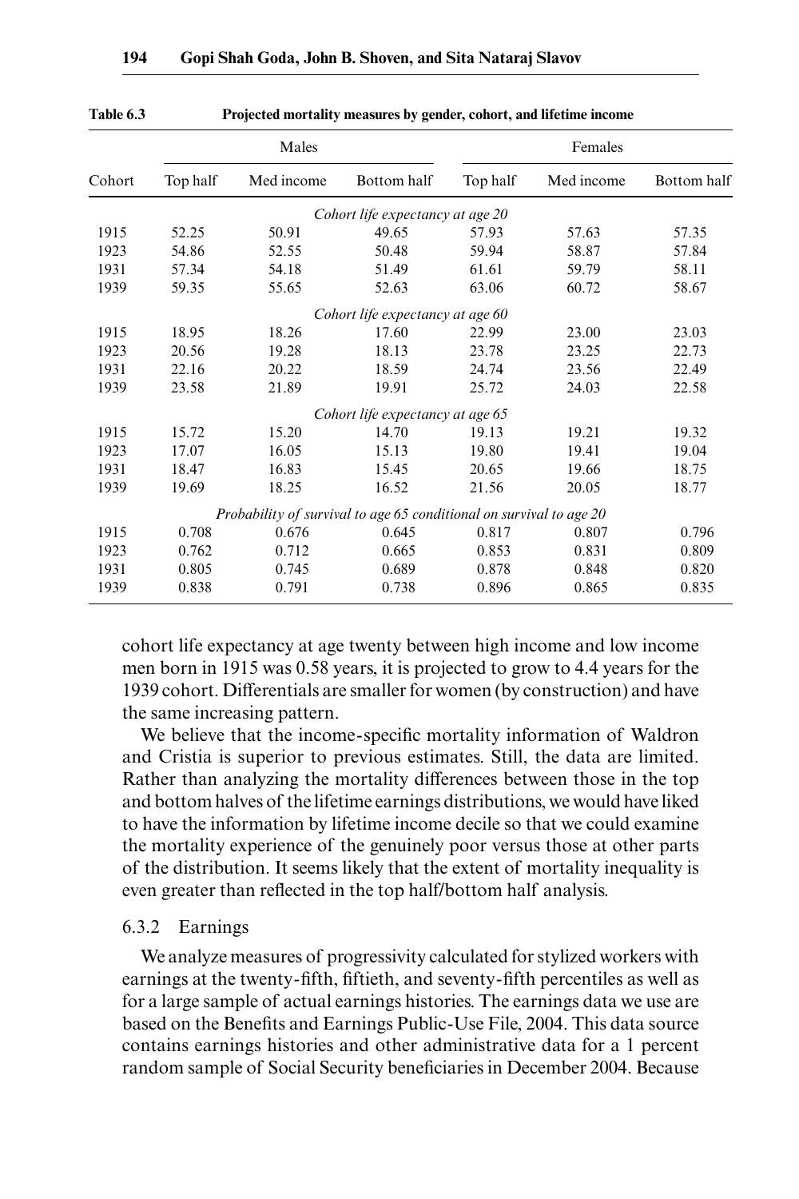Table 6.3 **Projected mortality measures by gender, cohort, and lifetime income**

| Cohort | Males | | | Females | | |
|---|---|---|---|---|---|---|
| | Top half | Med income | Bottom half | Top half | Med income | Bottom half |
| | | | *Cohort life expectancy at age 20* | | | |
| 1915 | 52.25 | 50.91 | 49.65 | 57.93 | 57.63 | 57.35 |
| 1923 | 54.86 | 52.55 | 50.48 | 59.94 | 58.87 | 57.84 |
| 1931 | 57.34 | 54.18 | 51.49 | 61.61 | 59.79 | 58.11 |
| 1939 | 59.35 | 55.65 | 52.63 | 63.06 | 60.72 | 58.67 |
| | | | *Cohort life expectancy at age 60* | | | |
| 1915 | 18.95 | 18.26 | 17.60 | 22.99 | 23.00 | 23.03 |
| 1923 | 20.56 | 19.28 | 18.13 | 23.78 | 23.25 | 22.73 |
| 1931 | 22.16 | 20.22 | 18.59 | 24.74 | 23.56 | 22.49 |
| 1939 | 23.58 | 21.89 | 19.91 | 25.72 | 24.03 | 22.58 |
| | | | *Cohort life expectancy at age 65* | | | |
| 1915 | 15.72 | 15.20 | 14.70 | 19.13 | 19.21 | 19.32 |
| 1923 | 17.07 | 16.05 | 15.13 | 19.80 | 19.41 | 19.04 |
| 1931 | 18.47 | 16.83 | 15.45 | 20.65 | 19.66 | 18.75 |
| 1939 | 19.69 | 18.25 | 16.52 | 21.56 | 20.05 | 18.77 |
| | | | *Probability of survival to age 65 conditional on survival to age 20* | | | |
| 1915 | 0.708 | 0.676 | 0.645 | 0.817 | 0.807 | 0.796 |
| 1923 | 0.762 | 0.712 | 0.665 | 0.853 | 0.831 | 0.809 |
| 1931 | 0.805 | 0.745 | 0.689 | 0.878 | 0.848 | 0.820 |
| 1939 | 0.838 | 0.791 | 0.738 | 0.896 | 0.865 | 0.835 |

cohort life expectancy at age twenty between high income and low income men born in 1915 was 0.58 years, it is projected to grow to 4.4 years for the 1939 cohort. Differentials are smaller for women (by construction) and have the same increasing pattern.

We believe that the income-specific mortality information of Waldron and Cristia is superior to previous estimates. Still, the data are limited. Rather than analyzing the mortality differences between those in the top and bottom halves of the lifetime earnings distributions, we would have liked to have the information by lifetime income decile so that we could examine the mortality experience of the genuinely poor versus those at other parts of the distribution. It seems likely that the extent of mortality inequality is even greater than reflected in the top half/bottom half analysis.

### 6.3.2 Earnings

We analyze measures of progressivity calculated for stylized workers with earnings at the twenty-fifth, fiftieth, and seventy-fifth percentiles as well as for a large sample of actual earnings histories. The earnings data we use are based on the Benefits and Earnings Public-Use File, 2004. This data source contains earnings histories and other administrative data for a 1 percent random sample of Social Security beneficiaries in December 2004. Because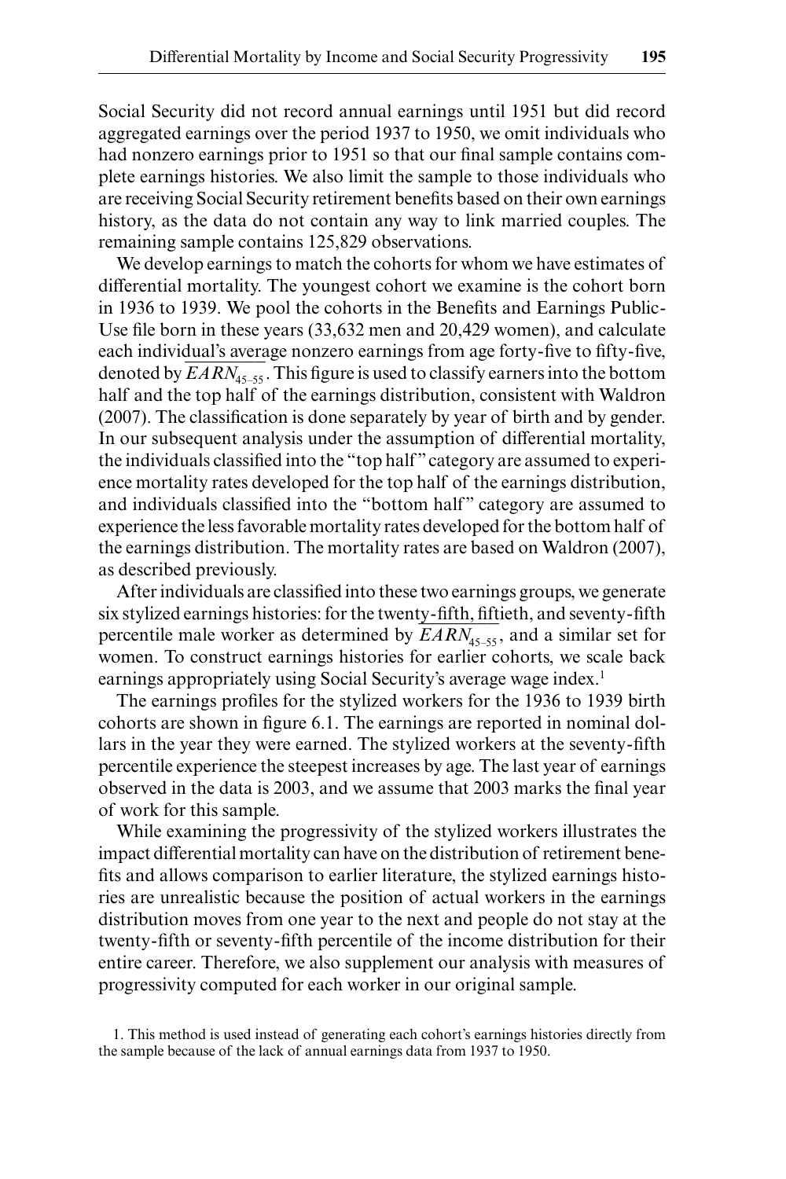Social Security did not record annual earnings until 1951 but did record aggregated earnings over the period 1937 to 1950, we omit individuals who had nonzero earnings prior to 1951 so that our final sample contains complete earnings histories. We also limit the sample to those individuals who are receiving Social Security retirement benefits based on their own earnings history, as the data do not contain any way to link married couples. The remaining sample contains 125,829 observations.

We develop earnings to match the cohorts for whom we have estimates of differential mortality. The youngest cohort we examine is the cohort born in 1936 to 1939. We pool the cohorts in the Benefits and Earnings Public-Use file born in these years (33,632 men and 20,429 women), and calculate each individual's average nonzero earnings from age forty-five to fifty-five, denoted by $\overline{EARN}_{45-55}$. This figure is used to classify earners into the bottom half and the top half of the earnings distribution, consistent with Waldron (2007). The classification is done separately by year of birth and by gender. In our subsequent analysis under the assumption of differential mortality, the individuals classified into the "top half" category are assumed to experience mortality rates developed for the top half of the earnings distribution, and individuals classified into the "bottom half" category are assumed to experience the less favorable mortality rates developed for the bottom half of the earnings distribution. The mortality rates are based on Waldron (2007), as described previously.

After individuals are classified into these two earnings groups, we generate six stylized earnings histories: for the twenty-fifth, fiftieth, and seventy-fifth percentile male worker as determined by $\overline{EARN}_{45-55}$, and a similar set for women. To construct earnings histories for earlier cohorts, we scale back earnings appropriately using Social Security's average wage index.[1]

The earnings profiles for the stylized workers for the 1936 to 1939 birth cohorts are shown in figure 6.1. The earnings are reported in nominal dollars in the year they were earned. The stylized workers at the seventy-fifth percentile experience the steepest increases by age. The last year of earnings observed in the data is 2003, and we assume that 2003 marks the final year of work for this sample.

While examining the progressivity of the stylized workers illustrates the impact differential mortality can have on the distribution of retirement benefits and allows comparison to earlier literature, the stylized earnings histories are unrealistic because the position of actual workers in the earnings distribution moves from one year to the next and people do not stay at the twenty-fifth or seventy-fifth percentile of the income distribution for their entire career. Therefore, we also supplement our analysis with measures of progressivity computed for each worker in our original sample.

1. This method is used instead of generating each cohort's earnings histories directly from the sample because of the lack of annual earnings data from 1937 to 1950.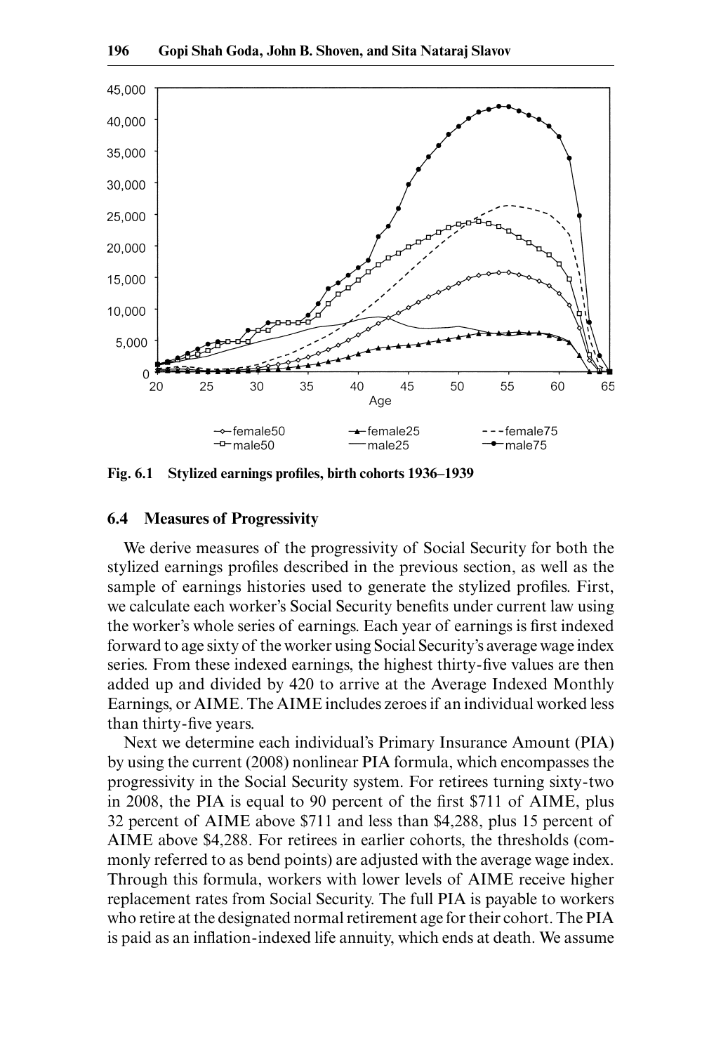Fig. 6.1 Stylized earnings profiles, birth cohorts 1936–1939

### 6.4 Measures of Progressivity

We derive measures of the progressivity of Social Security for both the stylized earnings profiles described in the previous section, as well as the sample of earnings histories used to generate the stylized profiles. First, we calculate each worker's Social Security benefits under current law using the worker's whole series of earnings. Each year of earnings is first indexed forward to age sixty of the worker using Social Security's average wage index series. From these indexed earnings, the highest thirty-five values are then added up and divided by 420 to arrive at the Average Indexed Monthly Earnings, or AIME. The AIME includes zeroes if an individual worked less than thirty-five years.

Next we determine each individual's Primary Insurance Amount (PIA) by using the current (2008) nonlinear PIA formula, which encompasses the progressivity in the Social Security system. For retirees turning sixty-two in 2008, the PIA is equal to 90 percent of the first $711 of AIME, plus 32 percent of AIME above $711 and less than $4,288, plus 15 percent of AIME above $4,288. For retirees in earlier cohorts, the thresholds (commonly referred to as bend points) are adjusted with the average wage index. Through this formula, workers with lower levels of AIME receive higher replacement rates from Social Security. The full PIA is payable to workers who retire at the designated normal retirement age for their cohort. The PIA is paid as an inflation-indexed life annuity, which ends at death. We assume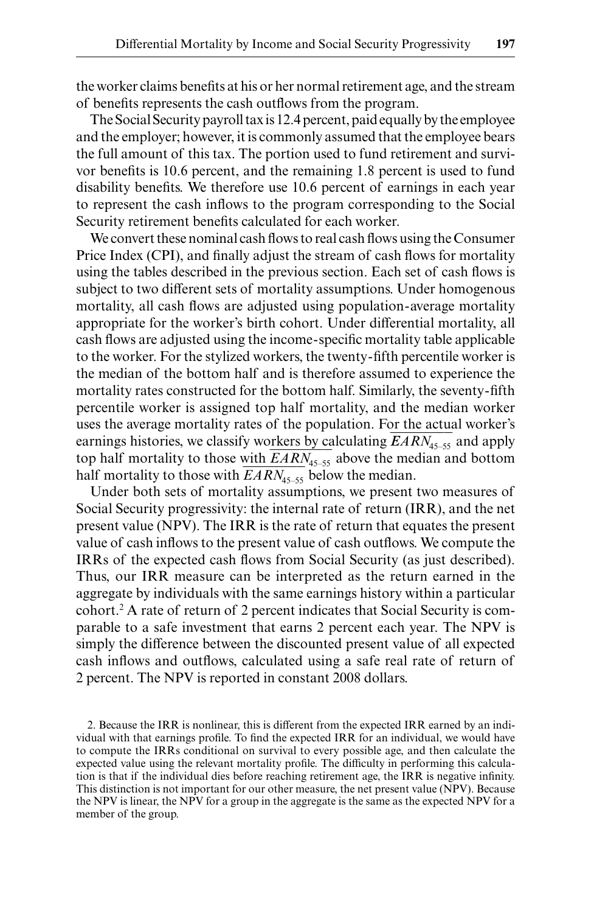the worker claims benefits at his or her normal retirement age, and the stream of benefits represents the cash outflows from the program.

The Social Security payroll tax is 12.4 percent, paid equally by the employee and the employer; however, it is commonly assumed that the employee bears the full amount of this tax. The portion used to fund retirement and survivor benefits is 10.6 percent, and the remaining 1.8 percent is used to fund disability benefits. We therefore use 10.6 percent of earnings in each year to represent the cash inflows to the program corresponding to the Social Security retirement benefits calculated for each worker.

We convert these nominal cash flows to real cash flows using the Consumer Price Index (CPI), and finally adjust the stream of cash flows for mortality using the tables described in the previous section. Each set of cash flows is subject to two different sets of mortality assumptions. Under homogenous mortality, all cash flows are adjusted using population-average mortality appropriate for the worker's birth cohort. Under differential mortality, all cash flows are adjusted using the income-specific mortality table applicable to the worker. For the stylized workers, the twenty-fifth percentile worker is the median of the bottom half and is therefore assumed to experience the mortality rates constructed for the bottom half. Similarly, the seventy-fifth percentile worker is assigned top half mortality, and the median worker uses the average mortality rates of the population. For the actual worker's earnings histories, we classify workers by calculating $\overline{EARN_{45-55}}$ and apply top half mortality to those with $\overline{EARN_{45-55}}$ above the median and bottom half mortality to those with $\overline{EARN_{45-55}}$ below the median.

Under both sets of mortality assumptions, we present two measures of Social Security progressivity: the internal rate of return (IRR), and the net present value (NPV). The IRR is the rate of return that equates the present value of cash inflows to the present value of cash outflows. We compute the IRRs of the expected cash flows from Social Security (as just described). Thus, our IRR measure can be interpreted as the return earned in the aggregate by individuals with the same earnings history within a particular cohort.[2] A rate of return of 2 percent indicates that Social Security is comparable to a safe investment that earns 2 percent each year. The NPV is simply the difference between the discounted present value of all expected cash inflows and outflows, calculated using a safe real rate of return of 2 percent. The NPV is reported in constant 2008 dollars.

2. Because the IRR is nonlinear, this is different from the expected IRR earned by an individual with that earnings profile. To find the expected IRR for an individual, we would have to compute the IRRs conditional on survival to every possible age, and then calculate the expected value using the relevant mortality profile. The difficulty in performing this calculation is that if the individual dies before reaching retirement age, the IRR is negative infinity. This distinction is not important for our other measure, the net present value (NPV). Because the NPV is linear, the NPV for a group in the aggregate is the same as the expected NPV for a member of the group.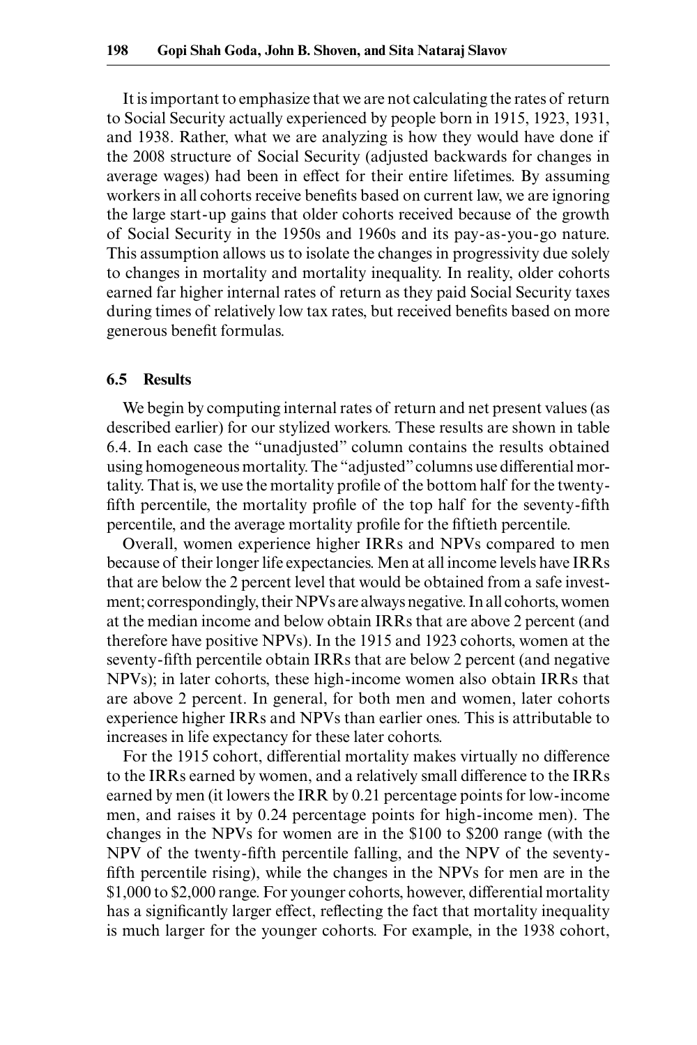It is important to emphasize that we are not calculating the rates of return to Social Security actually experienced by people born in 1915, 1923, 1931, and 1938. Rather, what we are analyzing is how they would have done if the 2008 structure of Social Security (adjusted backwards for changes in average wages) had been in effect for their entire lifetimes. By assuming workers in all cohorts receive benefits based on current law, we are ignoring the large start-up gains that older cohorts received because of the growth of Social Security in the 1950s and 1960s and its pay-as-you-go nature. This assumption allows us to isolate the changes in progressivity due solely to changes in mortality and mortality inequality. In reality, older cohorts earned far higher internal rates of return as they paid Social Security taxes during times of relatively low tax rates, but received benefits based on more generous benefit formulas.

## 6.5 Results

We begin by computing internal rates of return and net present values (as described earlier) for our stylized workers. These results are shown in table 6.4. In each case the "unadjusted" column contains the results obtained using homogeneous mortality. The "adjusted" columns use differential mortality. That is, we use the mortality profile of the bottom half for the twenty-fifth percentile, the mortality profile of the top half for the seventy-fifth percentile, and the average mortality profile for the fiftieth percentile.

Overall, women experience higher IRRs and NPVs compared to men because of their longer life expectancies. Men at all income levels have IRRs that are below the 2 percent level that would be obtained from a safe investment; correspondingly, their NPVs are always negative. In all cohorts, women at the median income and below obtain IRRs that are above 2 percent (and therefore have positive NPVs). In the 1915 and 1923 cohorts, women at the seventy-fifth percentile obtain IRRs that are below 2 percent (and negative NPVs); in later cohorts, these high-income women also obtain IRRs that are above 2 percent. In general, for both men and women, later cohorts experience higher IRRs and NPVs than earlier ones. This is attributable to increases in life expectancy for these later cohorts.

For the 1915 cohort, differential mortality makes virtually no difference to the IRRs earned by women, and a relatively small difference to the IRRs earned by men (it lowers the IRR by 0.21 percentage points for low-income men, and raises it by 0.24 percentage points for high-income men). The changes in the NPVs for women are in the \$100 to \$200 range (with the NPV of the twenty-fifth percentile falling, and the NPV of the seventy-fifth percentile rising), while the changes in the NPVs for men are in the \$1,000 to \$2,000 range. For younger cohorts, however, differential mortality has a significantly larger effect, reflecting the fact that mortality inequality is much larger for the younger cohorts. For example, in the 1938 cohort,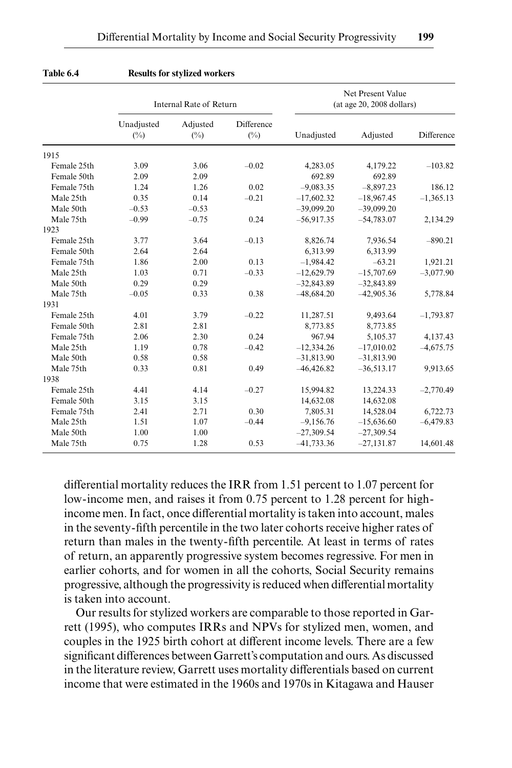**Table 6.4 Results for stylized workers**

| | Internal Rate of Return | | | Net Present Value (at age 20, 2008 dollars) | | |
|---|---|---|---|---|---|---|
| | Unadjusted (%) | Adjusted (%) | Difference (%) | Unadjusted | Adjusted | Difference |
| 1915 | | | | | | |
| Female 25th | 3.09 | 3.06 | –0.02 | 4,283.05 | 4,179.22 | –103.82 |
| Female 50th | 2.09 | 2.09 | | 692.89 | 692.89 | |
| Female 75th | 1.24 | 1.26 | 0.02 | –9,083.35 | –8,897.23 | 186.12 |
| Male 25th | 0.35 | 0.14 | –0.21 | –17,602.32 | –18,967.45 | –1,365.13 |
| Male 50th | –0.53 | –0.53 | | –39,099.20 | –39,099.20 | |
| Male 75th | –0.99 | –0.75 | 0.24 | –56,917.35 | –54,783.07 | 2,134.29 |
| 1923 | | | | | | |
| Female 25th | 3.77 | 3.64 | –0.13 | 8,826.74 | 7,936.54 | –890.21 |
| Female 50th | 2.64 | 2.64 | | 6,313.99 | 6,313.99 | |
| Female 75th | 1.86 | 2.00 | 0.13 | –1,984.42 | –63.21 | 1,921.21 |
| Male 25th | 1.03 | 0.71 | –0.33 | –12,629.79 | –15,707.69 | –3,077.90 |
| Male 50th | 0.29 | 0.29 | | –32,843.89 | –32,843.89 | |
| Male 75th | –0.05 | 0.33 | 0.38 | –48,684.20 | –42,905.36 | 5,778.84 |
| 1931 | | | | | | |
| Female 25th | 4.01 | 3.79 | –0.22 | 11,287.51 | 9,493.64 | –1,793.87 |
| Female 50th | 2.81 | 2.81 | | 8,773.85 | 8,773.85 | |
| Female 75th | 2.06 | 2.30 | 0.24 | 967.94 | 5,105.37 | 4,137.43 |
| Male 25th | 1.19 | 0.78 | –0.42 | –12,334.26 | –17,010.02 | –4,675.75 |
| Male 50th | 0.58 | 0.58 | | –31,813.90 | –31,813.90 | |
| Male 75th | 0.33 | 0.81 | 0.49 | –46,426.82 | –36,513.17 | 9,913.65 |
| 1938 | | | | | | |
| Female 25th | 4.41 | 4.14 | –0.27 | 15,994.82 | 13,224.33 | –2,770.49 |
| Female 50th | 3.15 | 3.15 | | 14,632.08 | 14,632.08 | |
| Female 75th | 2.41 | 2.71 | 0.30 | 7,805.31 | 14,528.04 | 6,722.73 |
| Male 25th | 1.51 | 1.07 | –0.44 | –9,156.76 | –15,636.60 | –6,479.83 |
| Male 50th | 1.00 | 1.00 | | –27,309.54 | –27,309.54 | |
| Male 75th | 0.75 | 1.28 | 0.53 | –41,733.36 | –27,131.87 | 14,601.48 |

differential mortality reduces the IRR from 1.51 percent to 1.07 percent for low-income men, and raises it from 0.75 percent to 1.28 percent for high-income men. In fact, once differential mortality is taken into account, males in the seventy-fifth percentile in the two later cohorts receive higher rates of return than males in the twenty-fifth percentile. At least in terms of rates of return, an apparently progressive system becomes regressive. For men in earlier cohorts, and for women in all the cohorts, Social Security remains progressive, although the progressivity is reduced when differential mortality is taken into account.

Our results for stylized workers are comparable to those reported in Garrett (1995), who computes IRRs and NPVs for stylized men, women, and couples in the 1925 birth cohort at different income levels. There are a few significant differences between Garrett's computation and ours. As discussed in the literature review, Garrett uses mortality differentials based on current income that were estimated in the 1960s and 1970s in Kitagawa and Hauser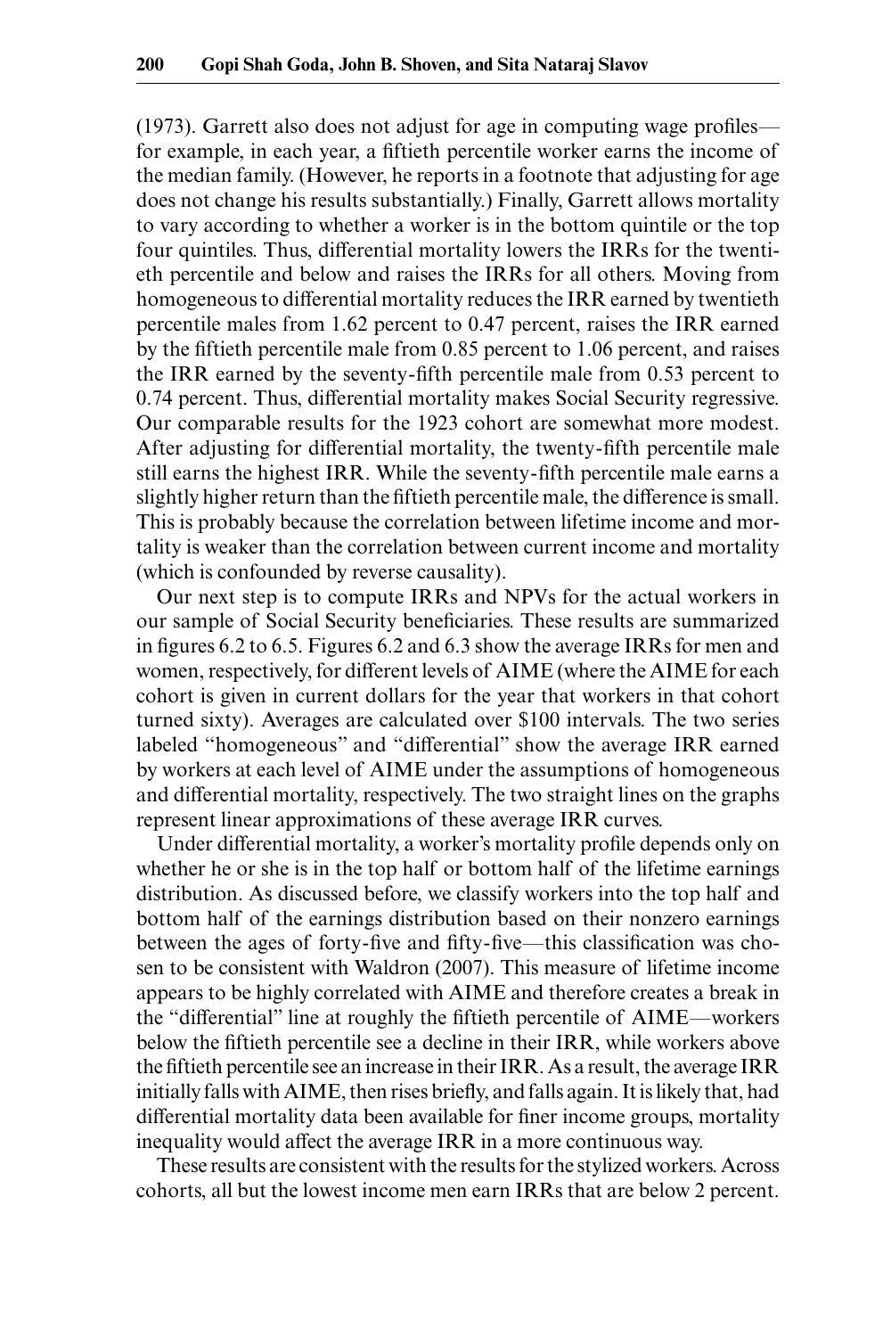(1973). Garrett also does not adjust for age in computing wage profiles—for example, in each year, a fiftieth percentile worker earns the income of the median family. (However, he reports in a footnote that adjusting for age does not change his results substantially.) Finally, Garrett allows mortality to vary according to whether a worker is in the bottom quintile or the top four quintiles. Thus, differential mortality lowers the IRRs for the twentieth percentile and below and raises the IRRs for all others. Moving from homogeneous to differential mortality reduces the IRR earned by twentieth percentile males from 1.62 percent to 0.47 percent, raises the IRR earned by the fiftieth percentile male from 0.85 percent to 1.06 percent, and raises the IRR earned by the seventy-fifth percentile male from 0.53 percent to 0.74 percent. Thus, differential mortality makes Social Security regressive. Our comparable results for the 1923 cohort are somewhat more modest. After adjusting for differential mortality, the twenty-fifth percentile male still earns the highest IRR. While the seventy-fifth percentile male earns a slightly higher return than the fiftieth percentile male, the difference is small. This is probably because the correlation between lifetime income and mortality is weaker than the correlation between current income and mortality (which is confounded by reverse causality).

Our next step is to compute IRRs and NPVs for the actual workers in our sample of Social Security beneficiaries. These results are summarized in figures 6.2 to 6.5. Figures 6.2 and 6.3 show the average IRRs for men and women, respectively, for different levels of AIME (where the AIME for each cohort is given in current dollars for the year that workers in that cohort turned sixty). Averages are calculated over $100 intervals. The two series labeled "homogeneous" and "differential" show the average IRR earned by workers at each level of AIME under the assumptions of homogeneous and differential mortality, respectively. The two straight lines on the graphs represent linear approximations of these average IRR curves.

Under differential mortality, a worker's mortality profile depends only on whether he or she is in the top half or bottom half of the lifetime earnings distribution. As discussed before, we classify workers into the top half and bottom half of the earnings distribution based on their nonzero earnings between the ages of forty-five and fifty-five—this classification was chosen to be consistent with Waldron (2007). This measure of lifetime income appears to be highly correlated with AIME and therefore creates a break in the "differential" line at roughly the fiftieth percentile of AIME—workers below the fiftieth percentile see a decline in their IRR, while workers above the fiftieth percentile see an increase in their IRR. As a result, the average IRR initially falls with AIME, then rises briefly, and falls again. It is likely that, had differential mortality data been available for finer income groups, mortality inequality would affect the average IRR in a more continuous way.

These results are consistent with the results for the stylized workers. Across cohorts, all but the lowest income men earn IRRs that are below 2 percent.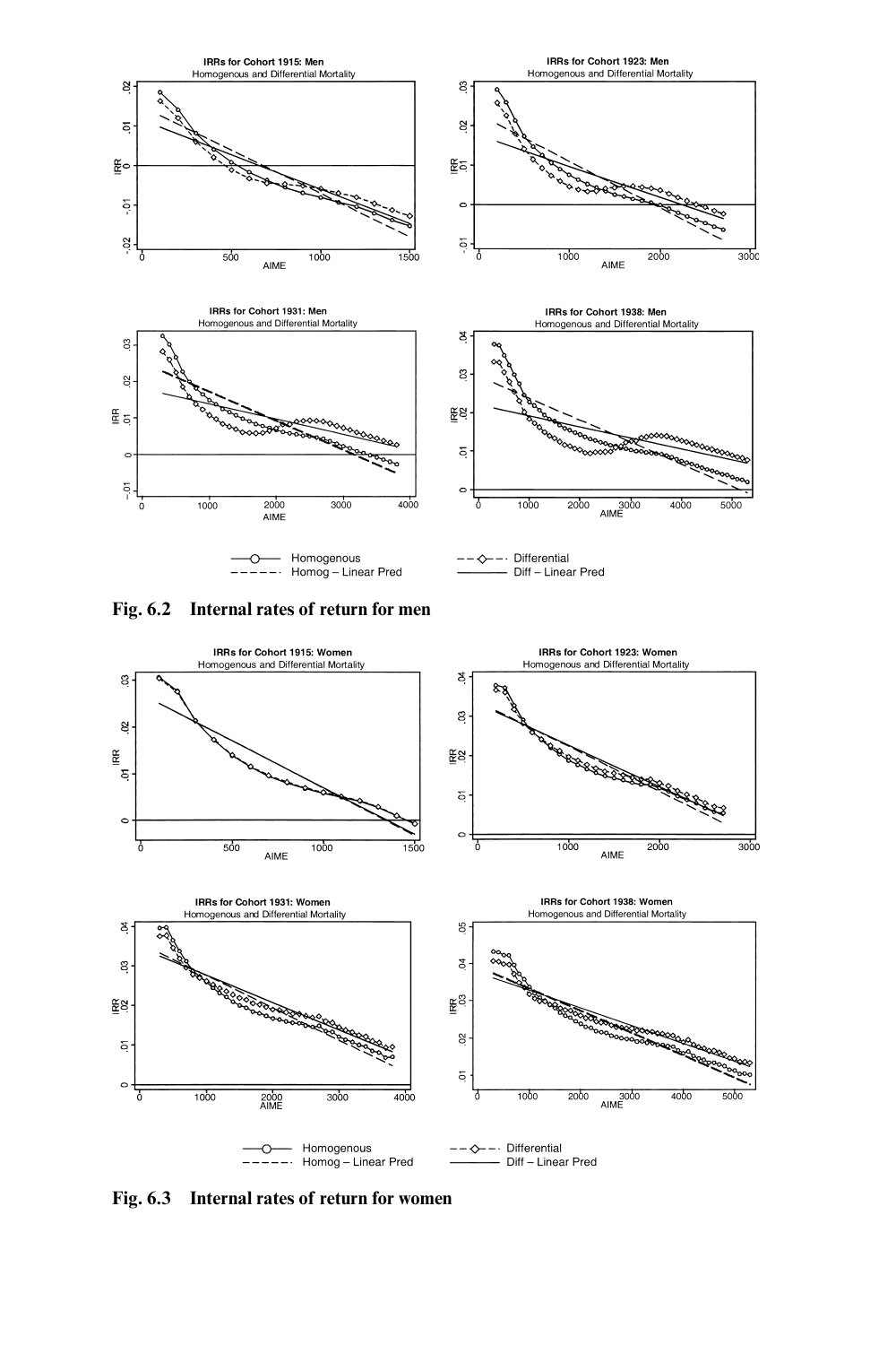Fig. 6.2 **Internal rates of return for men**

Fig. 6.3 **Internal rates of return for women**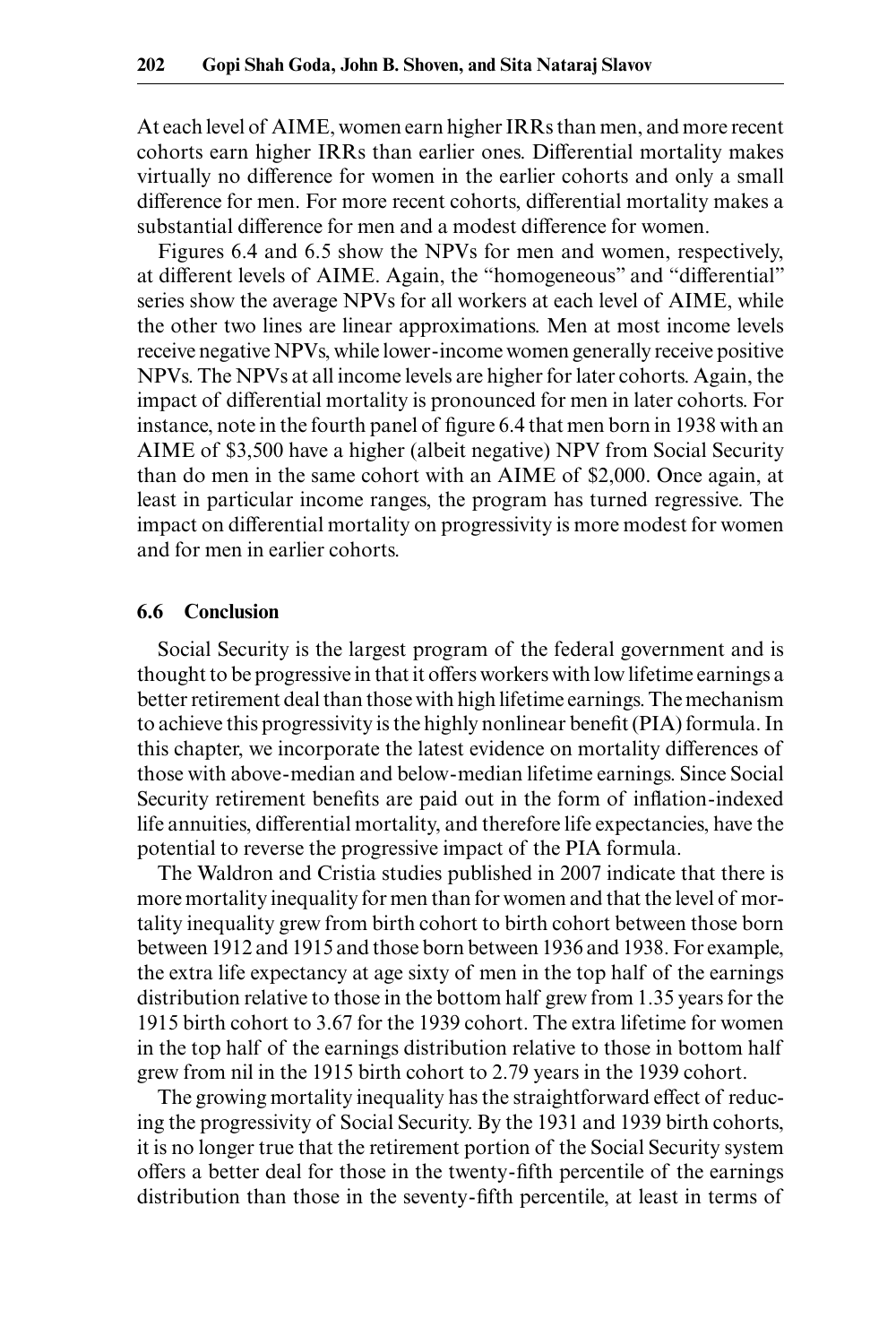At each level of AIME, women earn higher IRRs than men, and more recent cohorts earn higher IRRs than earlier ones. Differential mortality makes virtually no difference for women in the earlier cohorts and only a small difference for men. For more recent cohorts, differential mortality makes a substantial difference for men and a modest difference for women.

Figures 6.4 and 6.5 show the NPVs for men and women, respectively, at different levels of AIME. Again, the "homogeneous" and "differential" series show the average NPVs for all workers at each level of AIME, while the other two lines are linear approximations. Men at most income levels receive negative NPVs, while lower-income women generally receive positive NPVs. The NPVs at all income levels are higher for later cohorts. Again, the impact of differential mortality is pronounced for men in later cohorts. For instance, note in the fourth panel of figure 6.4 that men born in 1938 with an AIME of $3,500 have a higher (albeit negative) NPV from Social Security than do men in the same cohort with an AIME of $2,000. Once again, at least in particular income ranges, the program has turned regressive. The impact on differential mortality on progressivity is more modest for women and for men in earlier cohorts.

## 6.6 Conclusion

Social Security is the largest program of the federal government and is thought to be progressive in that it offers workers with low lifetime earnings a better retirement deal than those with high lifetime earnings. The mechanism to achieve this progressivity is the highly nonlinear benefit (PIA) formula. In this chapter, we incorporate the latest evidence on mortality differences of those with above-median and below-median lifetime earnings. Since Social Security retirement benefits are paid out in the form of inflation-indexed life annuities, differential mortality, and therefore life expectancies, have the potential to reverse the progressive impact of the PIA formula.

The Waldron and Cristia studies published in 2007 indicate that there is more mortality inequality for men than for women and that the level of mortality inequality grew from birth cohort to birth cohort between those born between 1912 and 1915 and those born between 1936 and 1938. For example, the extra life expectancy at age sixty of men in the top half of the earnings distribution relative to those in the bottom half grew from 1.35 years for the 1915 birth cohort to 3.67 for the 1939 cohort. The extra lifetime for women in the top half of the earnings distribution relative to those in bottom half grew from nil in the 1915 birth cohort to 2.79 years in the 1939 cohort.

The growing mortality inequality has the straightforward effect of reducing the progressivity of Social Security. By the 1931 and 1939 birth cohorts, it is no longer true that the retirement portion of the Social Security system offers a better deal for those in the twenty-fifth percentile of the earnings distribution than those in the seventy-fifth percentile, at least in terms of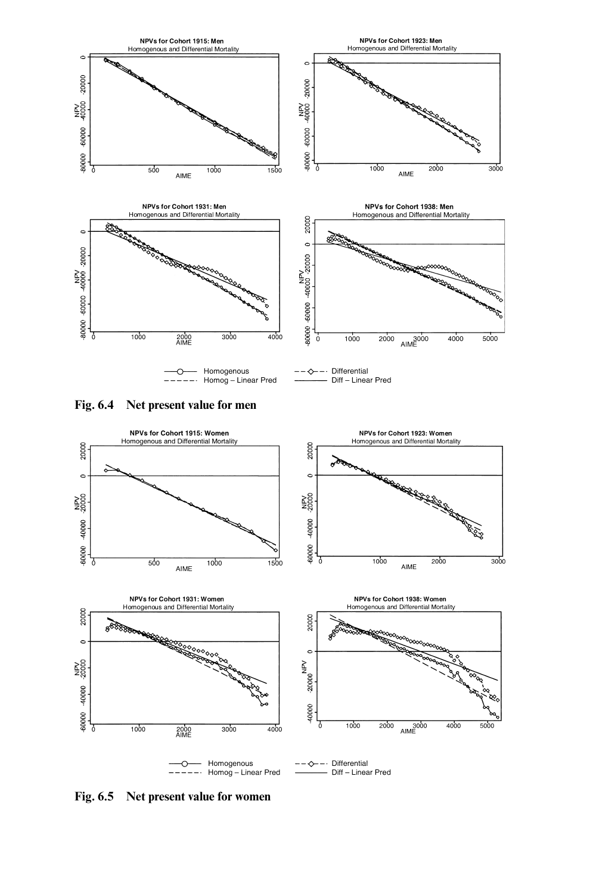**Fig. 6.4 Net present value for men**

**Fig. 6.5 Net present value for women**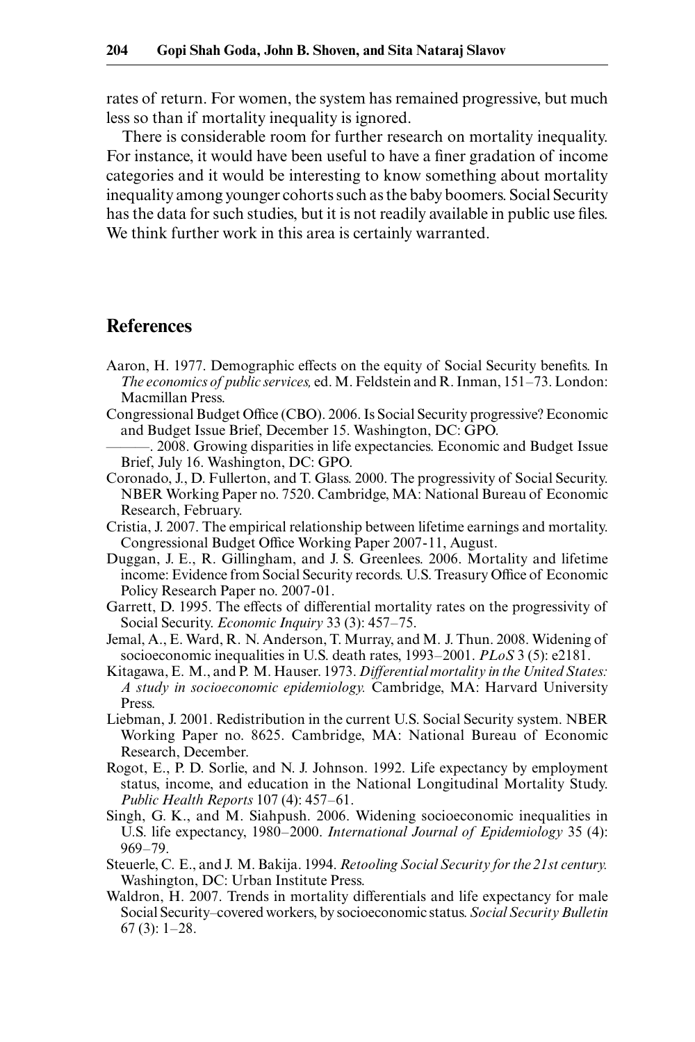rates of return. For women, the system has remained progressive, but much less so than if mortality inequality is ignored.

There is considerable room for further research on mortality inequality. For instance, it would have been useful to have a finer gradation of income categories and it would be interesting to know something about mortality inequality among younger cohorts such as the baby boomers. Social Security has the data for such studies, but it is not readily available in public use files. We think further work in this area is certainly warranted.

## References

Aaron, H. 1977. Demographic effects on the equity of Social Security benefits. In *The economics of public services,* ed. M. Feldstein and R. Inman, 151–73. London: Macmillan Press.

Congressional Budget Office (CBO). 2006. Is Social Security progressive? Economic and Budget Issue Brief, December 15. Washington, DC: GPO.

———. 2008. Growing disparities in life expectancies. Economic and Budget Issue Brief, July 16. Washington, DC: GPO.

Coronado, J., D. Fullerton, and T. Glass. 2000. The progressivity of Social Security. NBER Working Paper no. 7520. Cambridge, MA: National Bureau of Economic Research, February.

Cristia, J. 2007. The empirical relationship between lifetime earnings and mortality. Congressional Budget Office Working Paper 2007-11, August.

Duggan, J. E., R. Gillingham, and J. S. Greenlees. 2006. Mortality and lifetime income: Evidence from Social Security records. U.S. Treasury Office of Economic Policy Research Paper no. 2007-01.

Garrett, D. 1995. The effects of differential mortality rates on the progressivity of Social Security. *Economic Inquiry* 33 (3): 457–75.

Jemal, A., E. Ward, R. N. Anderson, T. Murray, and M. J. Thun. 2008. Widening of socioeconomic inequalities in U.S. death rates, 1993–2001. *PLoS* 3 (5): e2181.

Kitagawa, E. M., and P. M. Hauser. 1973. *Differential mortality in the United States: A study in socioeconomic epidemiology.* Cambridge, MA: Harvard University Press.

Liebman, J. 2001. Redistribution in the current U.S. Social Security system. NBER Working Paper no. 8625. Cambridge, MA: National Bureau of Economic Research, December.

Rogot, E., P. D. Sorlie, and N. J. Johnson. 1992. Life expectancy by employment status, income, and education in the National Longitudinal Mortality Study. *Public Health Reports* 107 (4): 457–61.

Singh, G. K., and M. Siahpush. 2006. Widening socioeconomic inequalities in U.S. life expectancy, 1980–2000. *International Journal of Epidemiology* 35 (4): 969–79.

Steuerle, C. E., and J. M. Bakija. 1994. *Retooling Social Security for the 21st century.* Washington, DC: Urban Institute Press.

Waldron, H. 2007. Trends in mortality differentials and life expectancy for male Social Security–covered workers, by socioeconomic status. *Social Security Bulletin* 67 (3): 1–28.